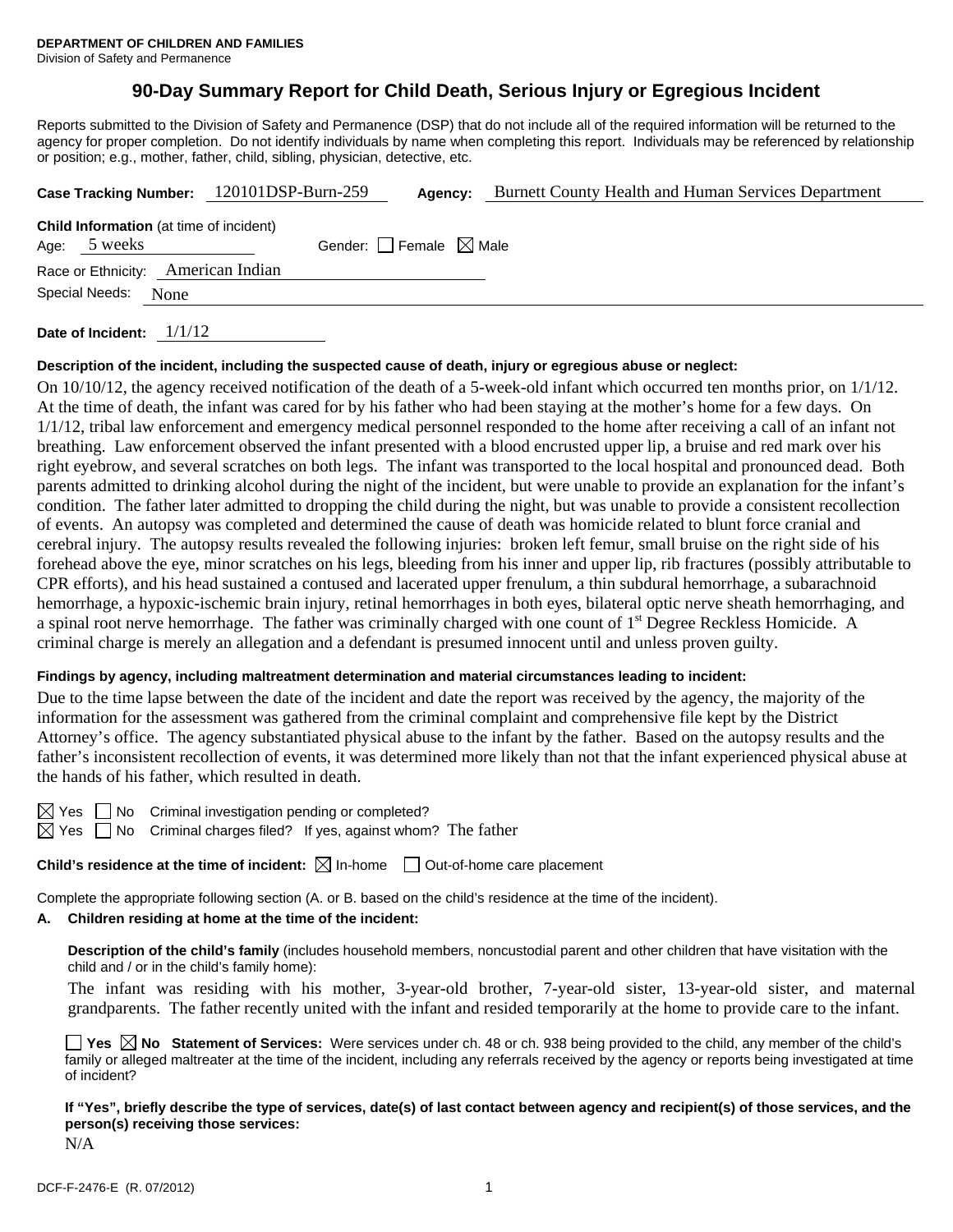**DEPARTMENT OF CHILDREN AND FAMILIES**
Division of Safety and Permanence

# 90-Day Summary Report for Child Death, Serious Injury or Egregious Incident

Reports submitted to the Division of Safety and Permanence (DSP) that do not include all of the required information will be returned to the agency for proper completion. Do not identify individuals by name when completing this report. Individuals may be referenced by relationship or position; e.g., mother, father, child, sibling, physician, detective, etc.

**Case Tracking Number:** 120101DSP-Burn-259 **Agency:** Burnett County Health and Human Services Department

**Child Information** (at time of incident)
Age: 5 weeks Gender: ☐ Female ☒ Male
Race or Ethnicity: American Indian
Special Needs: None

**Date of Incident:** 1/1/12

**Description of the incident, including the suspected cause of death, injury or egregious abuse or neglect:**

On 10/10/12, the agency received notification of the death of a 5-week-old infant which occurred ten months prior, on 1/1/12. At the time of death, the infant was cared for by his father who had been staying at the mother's home for a few days. On 1/1/12, tribal law enforcement and emergency medical personnel responded to the home after receiving a call of an infant not breathing. Law enforcement observed the infant presented with a blood encrusted upper lip, a bruise and red mark over his right eyebrow, and several scratches on both legs. The infant was transported to the local hospital and pronounced dead. Both parents admitted to drinking alcohol during the night of the incident, but were unable to provide an explanation for the infant's condition. The father later admitted to dropping the child during the night, but was unable to provide a consistent recollection of events. An autopsy was completed and determined the cause of death was homicide related to blunt force cranial and cerebral injury. The autopsy results revealed the following injuries: broken left femur, small bruise on the right side of his forehead above the eye, minor scratches on his legs, bleeding from his inner and upper lip, rib fractures (possibly attributable to CPR efforts), and his head sustained a contused and lacerated upper frenulum, a thin subdural hemorrhage, a subarachnoid hemorrhage, a hypoxic-ischemic brain injury, retinal hemorrhages in both eyes, bilateral optic nerve sheath hemorrhaging, and a spinal root nerve hemorrhage. The father was criminally charged with one count of 1st Degree Reckless Homicide. A criminal charge is merely an allegation and a defendant is presumed innocent until and unless proven guilty.

**Findings by agency, including maltreatment determination and material circumstances leading to incident:**

Due to the time lapse between the date of the incident and date the report was received by the agency, the majority of the information for the assessment was gathered from the criminal complaint and comprehensive file kept by the District Attorney's office. The agency substantiated physical abuse to the infant by the father. Based on the autopsy results and the father's inconsistent recollection of events, it was determined more likely than not that the infant experienced physical abuse at the hands of his father, which resulted in death.

☒ Yes ☐ No Criminal investigation pending or completed?
☒ Yes ☐ No Criminal charges filed? If yes, against whom? The father

**Child's residence at the time of incident:** ☒ In-home ☐ Out-of-home care placement

Complete the appropriate following section (A. or B. based on the child's residence at the time of the incident).

**A. Children residing at home at the time of the incident:**

**Description of the child's family** (includes household members, noncustodial parent and other children that have visitation with the child and / or in the child's family home):

The infant was residing with his mother, 3-year-old brother, 7-year-old sister, 13-year-old sister, and maternal grandparents. The father recently united with the infant and resided temporarily at the home to provide care to the infant.

☐ **Yes** ☒ **No Statement of Services:** Were services under ch. 48 or ch. 938 being provided to the child, any member of the child's family or alleged maltreater at the time of the incident, including any referrals received by the agency or reports being investigated at time of incident?

**If "Yes", briefly describe the type of services, date(s) of last contact between agency and recipient(s) of those services, and the person(s) receiving those services:**

N/A

DCF-F-2476-E (R. 07/2012)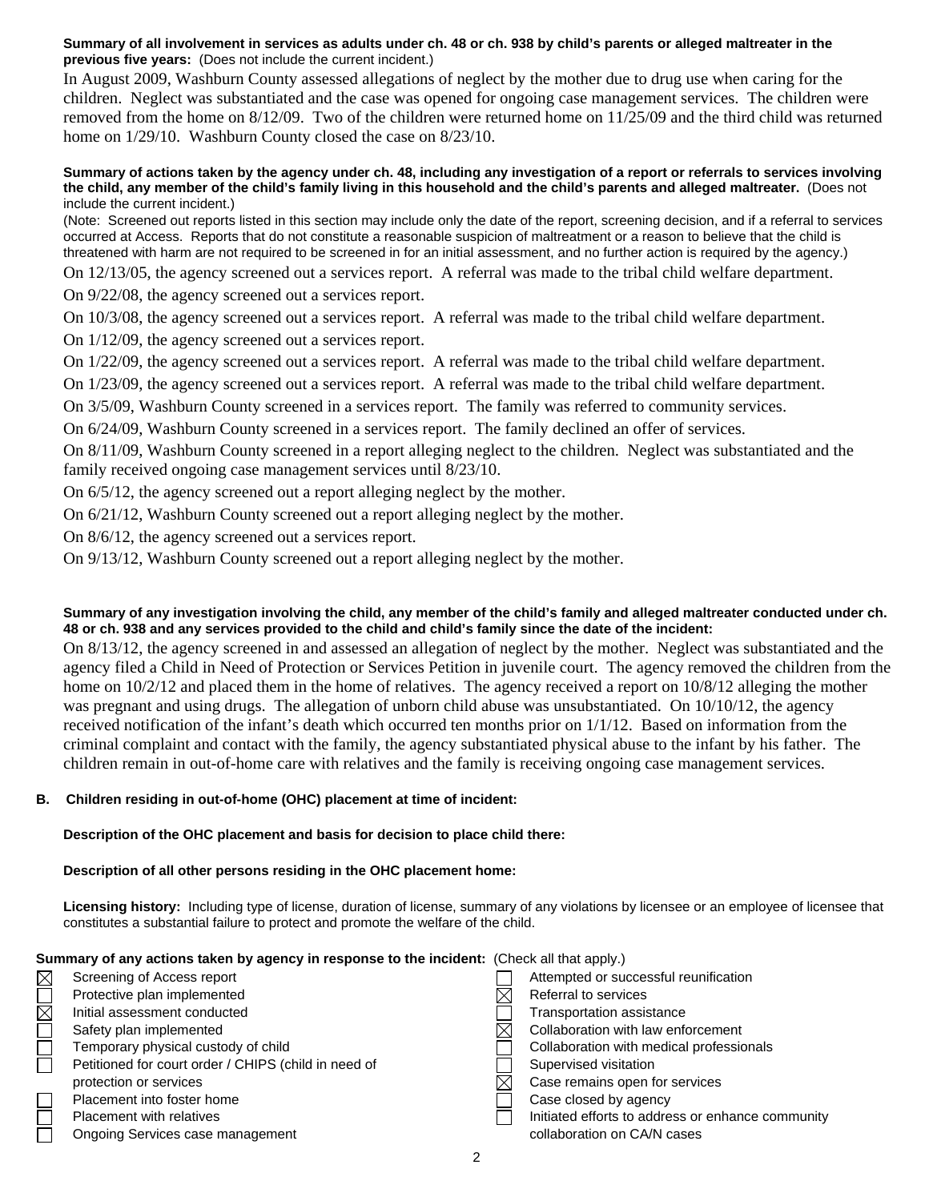**Summary of all involvement in services as adults under ch. 48 or ch. 938 by child's parents or alleged maltreater in the previous five years:** (Does not include the current incident.)

In August 2009, Washburn County assessed allegations of neglect by the mother due to drug use when caring for the children. Neglect was substantiated and the case was opened for ongoing case management services. The children were removed from the home on 8/12/09. Two of the children were returned home on 11/25/09 and the third child was returned home on 1/29/10. Washburn County closed the case on 8/23/10.

**Summary of actions taken by the agency under ch. 48, including any investigation of a report or referrals to services involving the child, any member of the child's family living in this household and the child's parents and alleged maltreater.** (Does not include the current incident.)

(Note: Screened out reports listed in this section may include only the date of the report, screening decision, and if a referral to services occurred at Access. Reports that do not constitute a reasonable suspicion of maltreatment or a reason to believe that the child is threatened with harm are not required to be screened in for an initial assessment, and no further action is required by the agency.)

On 12/13/05, the agency screened out a services report. A referral was made to the tribal child welfare department.

On 9/22/08, the agency screened out a services report.

On 10/3/08, the agency screened out a services report. A referral was made to the tribal child welfare department.

On 1/12/09, the agency screened out a services report.

On 1/22/09, the agency screened out a services report. A referral was made to the tribal child welfare department.

On 1/23/09, the agency screened out a services report. A referral was made to the tribal child welfare department.

On 3/5/09, Washburn County screened in a services report. The family was referred to community services.

On 6/24/09, Washburn County screened in a services report. The family declined an offer of services.

On 8/11/09, Washburn County screened in a report alleging neglect to the children. Neglect was substantiated and the family received ongoing case management services until 8/23/10.

On 6/5/12, the agency screened out a report alleging neglect by the mother.

On 6/21/12, Washburn County screened out a report alleging neglect by the mother.

On 8/6/12, the agency screened out a services report.

On 9/13/12, Washburn County screened out a report alleging neglect by the mother.

**Summary of any investigation involving the child, any member of the child's family and alleged maltreater conducted under ch. 48 or ch. 938 and any services provided to the child and child's family since the date of the incident:**

On 8/13/12, the agency screened in and assessed an allegation of neglect by the mother. Neglect was substantiated and the agency filed a Child in Need of Protection or Services Petition in juvenile court. The agency removed the children from the home on 10/2/12 and placed them in the home of relatives. The agency received a report on 10/8/12 alleging the mother was pregnant and using drugs. The allegation of unborn child abuse was unsubstantiated. On 10/10/12, the agency received notification of the infant's death which occurred ten months prior on 1/1/12. Based on information from the criminal complaint and contact with the family, the agency substantiated physical abuse to the infant by his father. The children remain in out-of-home care with relatives and the family is receiving ongoing case management services.

**B. Children residing in out-of-home (OHC) placement at time of incident:**

**Description of the OHC placement and basis for decision to place child there:**

**Description of all other persons residing in the OHC placement home:**

**Licensing history:** Including type of license, duration of license, summary of any violations by licensee or an employee of licensee that constitutes a substantial failure to protect and promote the welfare of the child.

**Summary of any actions taken by agency in response to the incident:** (Check all that apply.)

- ☒ Screening of Access report
- ☐ Protective plan implemented
- ☒ Initial assessment conducted
- ☐ Safety plan implemented
- ☐ Temporary physical custody of child
- ☐ Petitioned for court order / CHIPS (child in need of protection or services
- ☐ Placement into foster home
- ☐ Placement with relatives
- ☐ Ongoing Services case management
- ☐ Attempted or successful reunification
- ☒ Referral to services
- ☐ Transportation assistance
- ☒ Collaboration with law enforcement
- ☐ Collaboration with medical professionals
- ☐ Supervised visitation
- ☒ Case remains open for services
- ☐ Case closed by agency
- ☐ Initiated efforts to address or enhance community collaboration on CA/N cases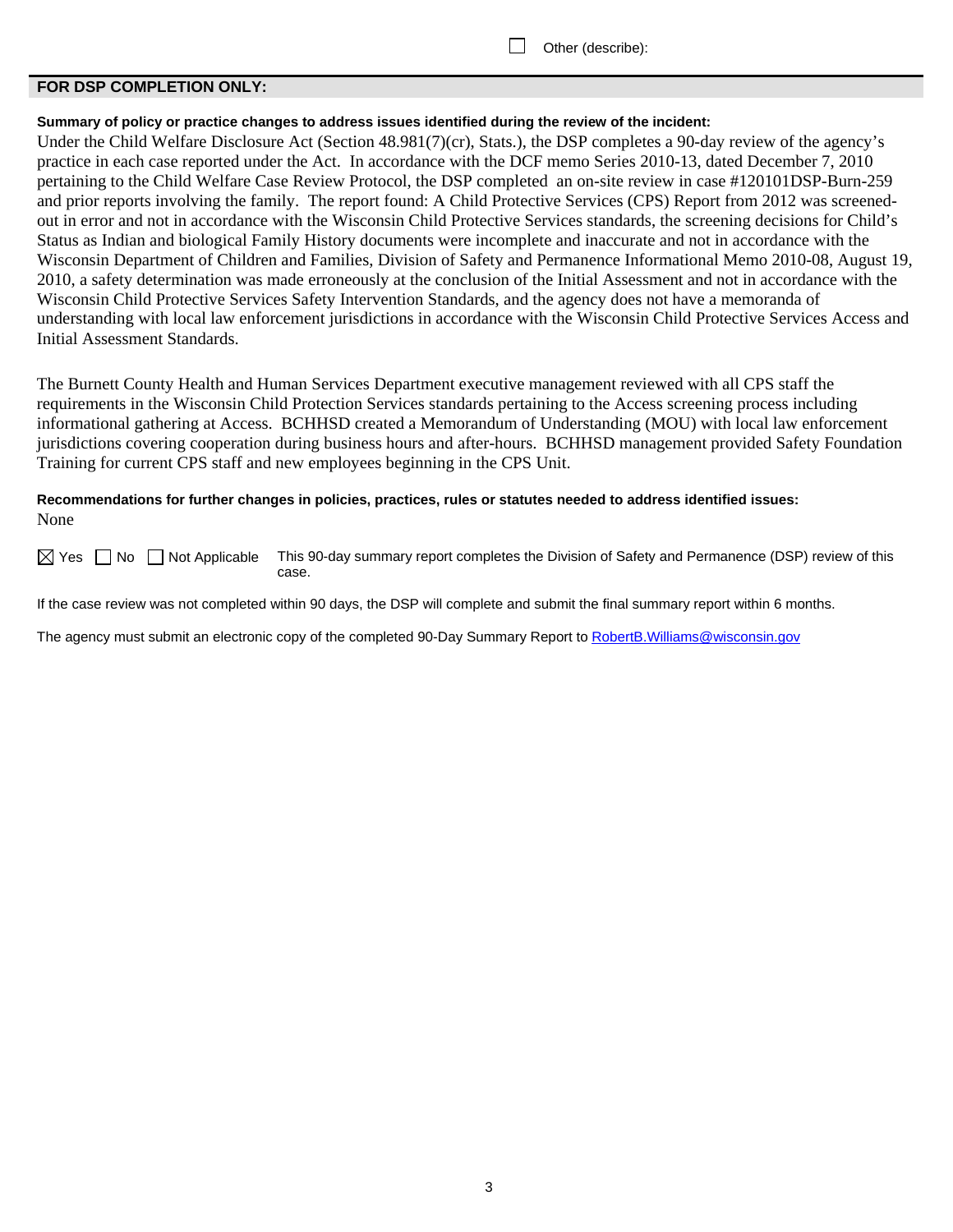☐ Other (describe):

## FOR DSP COMPLETION ONLY:

**Summary of policy or practice changes to address issues identified during the review of the incident:**

Under the Child Welfare Disclosure Act (Section 48.981(7)(cr), Stats.), the DSP completes a 90-day review of the agency's practice in each case reported under the Act. In accordance with the DCF memo Series 2010-13, dated December 7, 2010 pertaining to the Child Welfare Case Review Protocol, the DSP completed an on-site review in case #120101DSP-Burn-259 and prior reports involving the family. The report found: A Child Protective Services (CPS) Report from 2012 was screened-out in error and not in accordance with the Wisconsin Child Protective Services standards, the screening decisions for Child's Status as Indian and biological Family History documents were incomplete and inaccurate and not in accordance with the Wisconsin Department of Children and Families, Division of Safety and Permanence Informational Memo 2010-08, August 19, 2010, a safety determination was made erroneously at the conclusion of the Initial Assessment and not in accordance with the Wisconsin Child Protective Services Safety Intervention Standards, and the agency does not have a memoranda of understanding with local law enforcement jurisdictions in accordance with the Wisconsin Child Protective Services Access and Initial Assessment Standards.

The Burnett County Health and Human Services Department executive management reviewed with all CPS staff the requirements in the Wisconsin Child Protection Services standards pertaining to the Access screening process including informational gathering at Access. BCHHSD created a Memorandum of Understanding (MOU) with local law enforcement jurisdictions covering cooperation during business hours and after-hours. BCHHSD management provided Safety Foundation Training for current CPS staff and new employees beginning in the CPS Unit.

**Recommendations for further changes in policies, practices, rules or statutes needed to address identified issues:**

None

☒ Yes ☐ No ☐ Not Applicable This 90-day summary report completes the Division of Safety and Permanence (DSP) review of this case.

If the case review was not completed within 90 days, the DSP will complete and submit the final summary report within 6 months.

The agency must submit an electronic copy of the completed 90-Day Summary Report to RobertB.Williams@wisconsin.gov